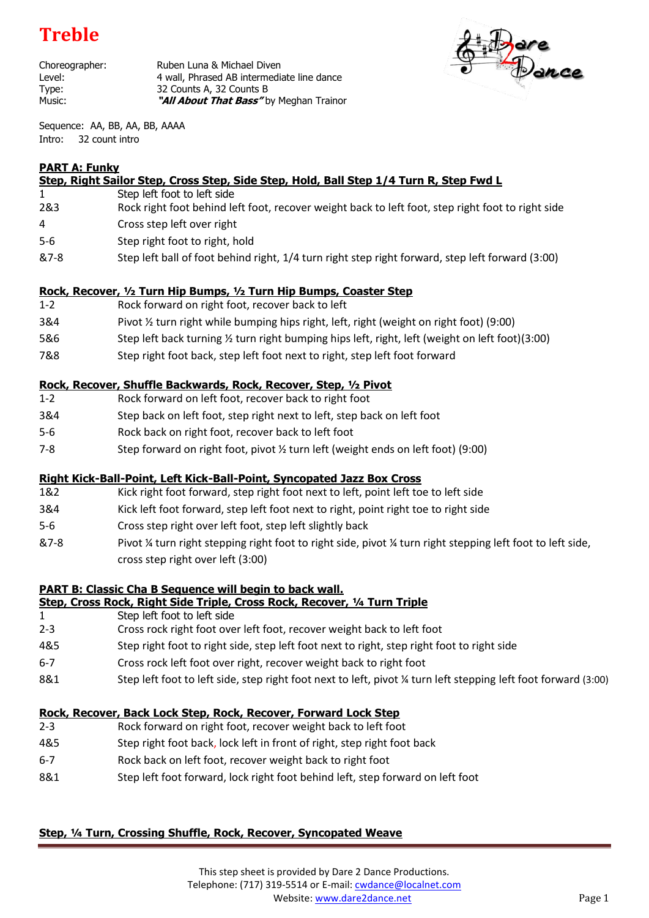# Treble

| | |
|---|---|
| Choreographer: | Ruben Luna & Michael Diven |
| Level: | 4 wall, Phrased AB intermediate line dance |
| Type: | 32 Counts A, 32 Counts B |
| Music: | ***"All About That Bass"*** by Meghan Trainor |

Sequence: AA, BB, AA, BB, AAAA
Intro: 32 count intro

## PART A: Funky

**Step, Right Sailor Step, Cross Step, Side Step, Hold, Ball Step 1/4 Turn R, Step Fwd L**

| | |
|---|---|
| 1 | Step left foot to left side |
| 2&3 | Rock right foot behind left foot, recover weight back to left foot, step right foot to right side |
| 4 | Cross step left over right |
| 5-6 | Step right foot to right, hold |
| &7-8 | Step left ball of foot behind right, 1/4 turn right step right forward, step left forward (3:00) |

**Rock, Recover, ½ Turn Hip Bumps, ½ Turn Hip Bumps, Coaster Step**

| | |
|---|---|
| 1-2 | Rock forward on right foot, recover back to left |
| 3&4 | Pivot ½ turn right while bumping hips right, left, right (weight on right foot) (9:00) |
| 5&6 | Step left back turning ½ turn right bumping hips left, right, left (weight on left foot)(3:00) |
| 7&8 | Step right foot back, step left foot next to right, step left foot forward |

**Rock, Recover, Shuffle Backwards, Rock, Recover, Step, ½ Pivot**

| | |
|---|---|
| 1-2 | Rock forward on left foot, recover back to right foot |
| 3&4 | Step back on left foot, step right next to left, step back on left foot |
| 5-6 | Rock back on right foot, recover back to left foot |
| 7-8 | Step forward on right foot, pivot ½ turn left (weight ends on left foot) (9:00) |

**Right Kick-Ball-Point, Left Kick-Ball-Point, Syncopated Jazz Box Cross**

| | |
|---|---|
| 1&2 | Kick right foot forward, step right foot next to left, point left toe to left side |
| 3&4 | Kick left foot forward, step left foot next to right, point right toe to right side |
| 5-6 | Cross step right over left foot, step left slightly back |
| &7-8 | Pivot ¼ turn right stepping right foot to right side, pivot ¼ turn right stepping left foot to left side, cross step right over left (3:00) |

## PART B: Classic Cha B Sequence will begin to back wall.

**Step, Cross Rock, Right Side Triple, Cross Rock, Recover, ¼ Turn Triple**

| | |
|---|---|
| 1 | Step left foot to left side |
| 2-3 | Cross rock right foot over left foot, recover weight back to left foot |
| 4&5 | Step right foot to right side, step left foot next to right, step right foot to right side |
| 6-7 | Cross rock left foot over right, recover weight back to right foot |
| 8&1 | Step left foot to left side, step right foot next to left, pivot ¼ turn left stepping left foot forward (3:00) |

**Rock, Recover, Back Lock Step, Rock, Recover, Forward Lock Step**

| | |
|---|---|
| 2-3 | Rock forward on right foot, recover weight back to left foot |
| 4&5 | Step right foot back, lock left in front of right, step right foot back |
| 6-7 | Rock back on left foot, recover weight back to right foot |
| 8&1 | Step left foot forward, lock right foot behind left, step forward on left foot |

**Step, ¼ Turn, Crossing Shuffle, Rock, Recover, Syncopated Weave**

This step sheet is provided by Dare 2 Dance Productions.
Telephone: (717) 319-5514 or E-mail: cwdance@localnet.com
Website: www.dare2dance.net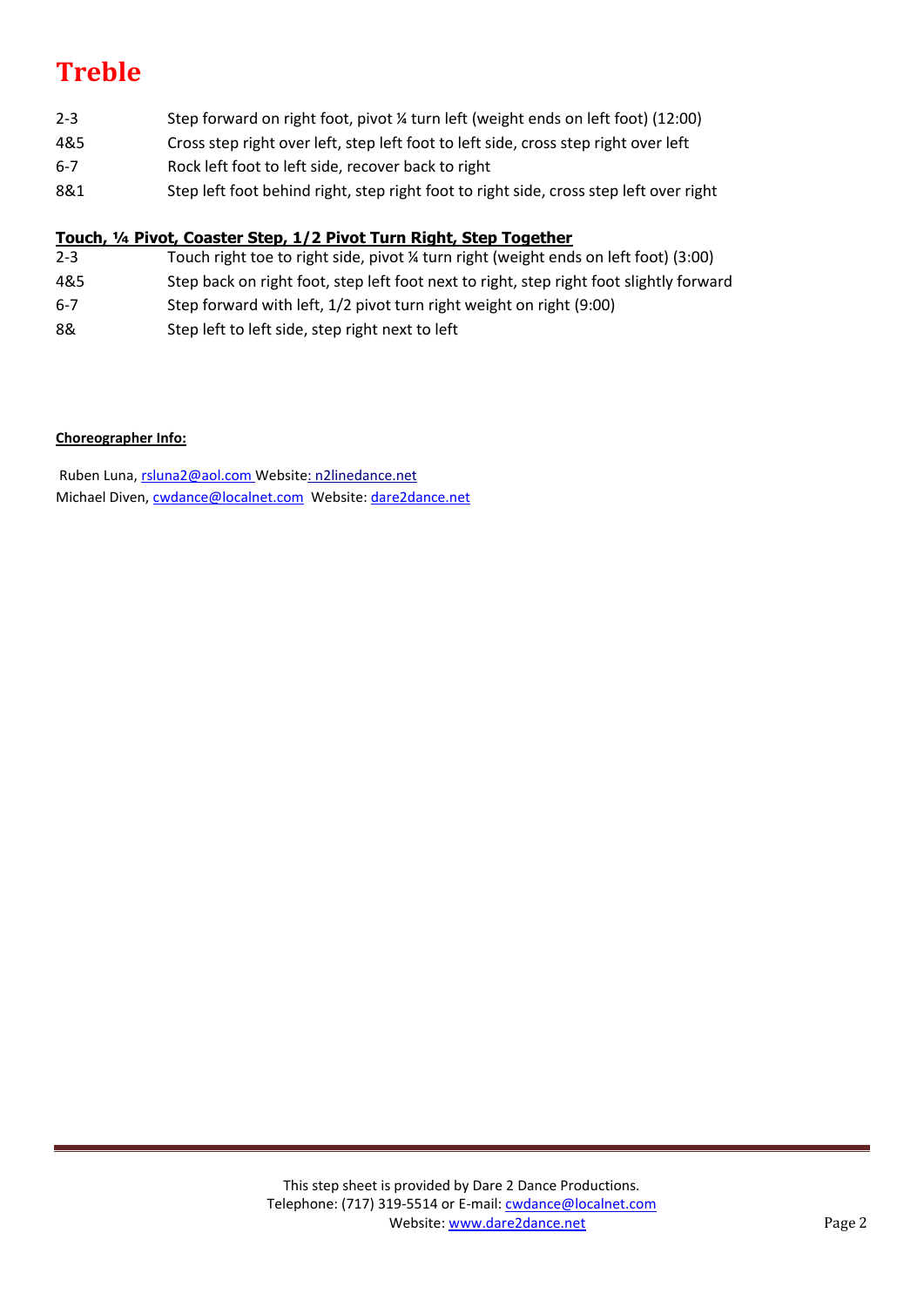# Treble

| | |
|---|---|
| 2-3 | Step forward on right foot, pivot ¼ turn left (weight ends on left foot) (12:00) |
| 4&5 | Cross step right over left, step left foot to left side, cross step right over left |
| 6-7 | Rock left foot to left side, recover back to right |
| 8&1 | Step left foot behind right, step right foot to right side, cross step left over right |

**Touch, ¼ Pivot, Coaster Step, 1/2 Pivot Turn Right, Step Together**

| | |
|---|---|
| 2-3 | Touch right toe to right side, pivot ¼ turn right (weight ends on left foot) (3:00) |
| 4&5 | Step back on right foot, step left foot next to right, step right foot slightly forward |
| 6-7 | Step forward with left, 1/2 pivot turn right weight on right (9:00) |
| 8& | Step left to left side, step right next to left |

**Choreographer Info:**

Ruben Luna, rsluna2@aol.com Website: n2linedance.net
Michael Diven, cwdance@localnet.com Website: dare2dance.net

This step sheet is provided by Dare 2 Dance Productions.
Telephone: (717) 319-5514 or E-mail: cwdance@localnet.com
Website: www.dare2dance.net